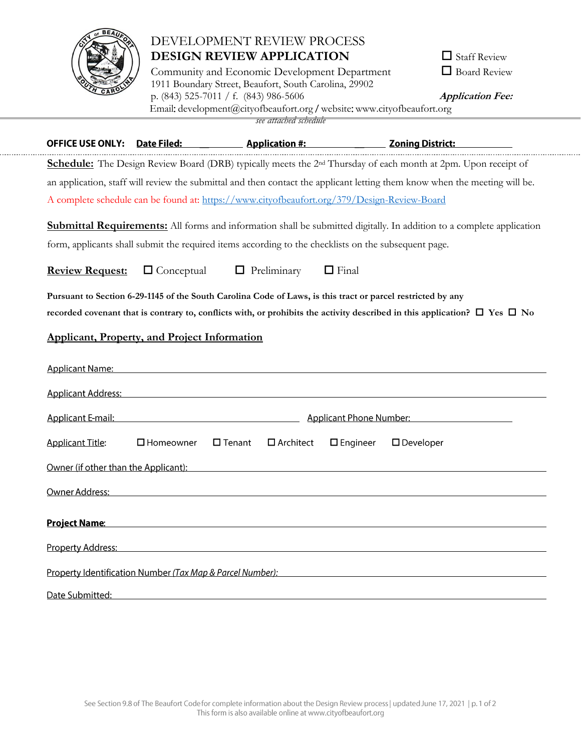# DEVELOPMENT REVIEW PROCESS

## DESIGN REVIEW APPLICATION

Community and Economic Development Department
1911 Boundary Street, Beaufort, South Carolina, 29902
p. (843) 525-7011 / f. (843) 986-5606
Email: development@cityofbeaufort.org / website: www.cityofbeaufort.org

☐ Staff Review
☐ Board Review

***Application Fee:***
*see attached schedule*

**OFFICE USE ONLY:** **Date Filed:** ____________ **Application #:** ____________ **Zoning District:** ____________

**Schedule:** The Design Review Board (DRB) typically meets the 2nd Thursday of each month at 2pm. Upon receipt of an application, staff will review the submittal and then contact the applicant letting them know when the meeting will be. A complete schedule can be found at: https://www.cityofbeaufort.org/379/Design-Review-Board

**Submittal Requirements:** All forms and information shall be submitted digitally. In addition to a complete application form, applicants shall submit the required items according to the checklists on the subsequent page.

**Review Request:** ☐ Conceptual ☐ Preliminary ☐ Final

**Pursuant to Section 6-29-1145 of the South Carolina Code of Laws, is this tract or parcel restricted by any recorded covenant that is contrary to, conflicts with, or prohibits the activity described in this application?** ☐ **Yes** ☐ **No**

## Applicant, Property, and Project Information

Applicant Name: ____________________

Applicant Address: ____________________

Applicant E-mail: ____________________ Applicant Phone Number: ____________________

Applicant Title: ☐ Homeowner ☐ Tenant ☐ Architect ☐ Engineer ☐ Developer

Owner (if other than the Applicant): ____________________

Owner Address: ____________________

**Project Name**: ____________________

Property Address: ____________________

Property Identification Number *(Tax Map & Parcel Number)*: ____________________

Date Submitted: ____________________

See Section 9.8 of The Beaufort Code for complete information about the Design Review process | updated June 17, 2021
This form is also available online at www.cityofbeaufort.org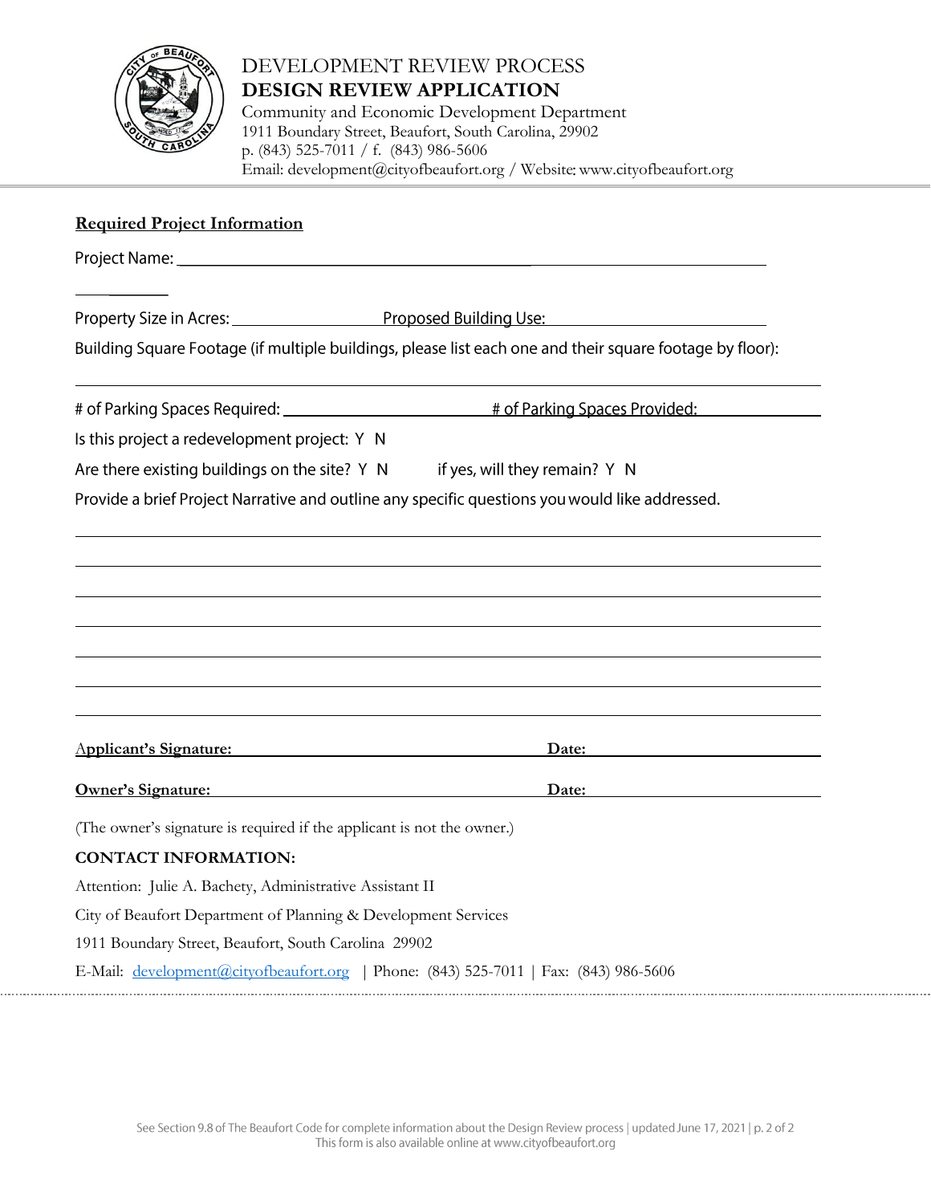# DEVELOPMENT REVIEW PROCESS
## DESIGN REVIEW APPLICATION

Community and Economic Development Department
1911 Boundary Street, Beaufort, South Carolina, 29902
p. (843) 525-7011 / f. (843) 986-5606
Email: development@cityofbeaufort.org / Website: www.cityofbeaufort.org

**Required Project Information**

Project Name: ______________________________________________

Property Size in Acres: ______________ Proposed Building Use: ______________________

Building Square Footage (if multiple buildings, please list each one and their square footage by floor):

______________________________________________

# of Parking Spaces Required: ______________ # of Parking Spaces Provided: ______________

Is this project a redevelopment project: Y N

Are there existing buildings on the site? Y N if yes, will they remain? Y N

Provide a brief Project Narrative and outline any specific questions you would like addressed.

______________________________________________

______________________________________________

______________________________________________

______________________________________________

______________________________________________

______________________________________________

______________________________________________

**Applicant's Signature:** ______________________ **Date:** ______________

**Owner's Signature:** ______________________ **Date:** ______________

(The owner's signature is required if the applicant is not the owner.)

**CONTACT INFORMATION:**

Attention: Julie A. Bachety, Administrative Assistant II

City of Beaufort Department of Planning & Development Services

1911 Boundary Street, Beaufort, South Carolina 29902

E-Mail: development@cityofbeaufort.org | Phone: (843) 525-7011 | Fax: (843) 986-5606

See Section 9.8 of The Beaufort Code for complete information about the Design Review process | updated June 17, 2021
This form is also available online at www.cityofbeaufort.org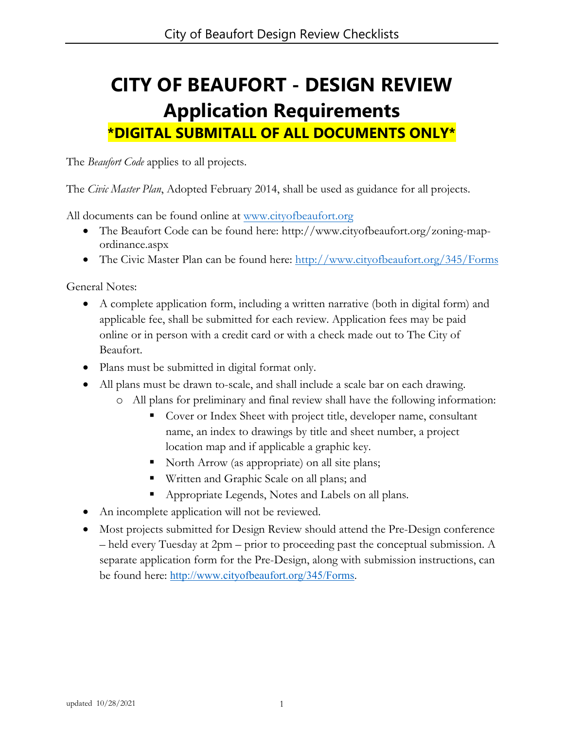# CITY OF BEAUFORT - DESIGN REVIEW

## Application Requirements

**\*DIGITAL SUBMITALL OF ALL DOCUMENTS ONLY\***

The *Beaufort Code* applies to all projects.

The *Civic Master Plan*, Adopted February 2014, shall be used as guidance for all projects.

All documents can be found online at www.cityofbeaufort.org

- The Beaufort Code can be found here: http://www.cityofbeaufort.org/zoning-map-ordinance.aspx
- The Civic Master Plan can be found here: http://www.cityofbeaufort.org/345/Forms

General Notes:

- A complete application form, including a written narrative (both in digital form) and applicable fee, shall be submitted for each review. Application fees may be paid online or in person with a credit card or with a check made out to The City of Beaufort.
- Plans must be submitted in digital format only.
- All plans must be drawn to-scale, and shall include a scale bar on each drawing.
  - All plans for preliminary and final review shall have the following information:
    - Cover or Index Sheet with project title, developer name, consultant name, an index to drawings by title and sheet number, a project location map and if applicable a graphic key.
    - North Arrow (as appropriate) on all site plans;
    - Written and Graphic Scale on all plans; and
    - Appropriate Legends, Notes and Labels on all plans.
- An incomplete application will not be reviewed.
- Most projects submitted for Design Review should attend the Pre-Design conference – held every Tuesday at 2pm – prior to proceeding past the conceptual submission. A separate application form for the Pre-Design, along with submission instructions, can be found here: http://www.cityofbeaufort.org/345/Forms.

updated 10/28/2021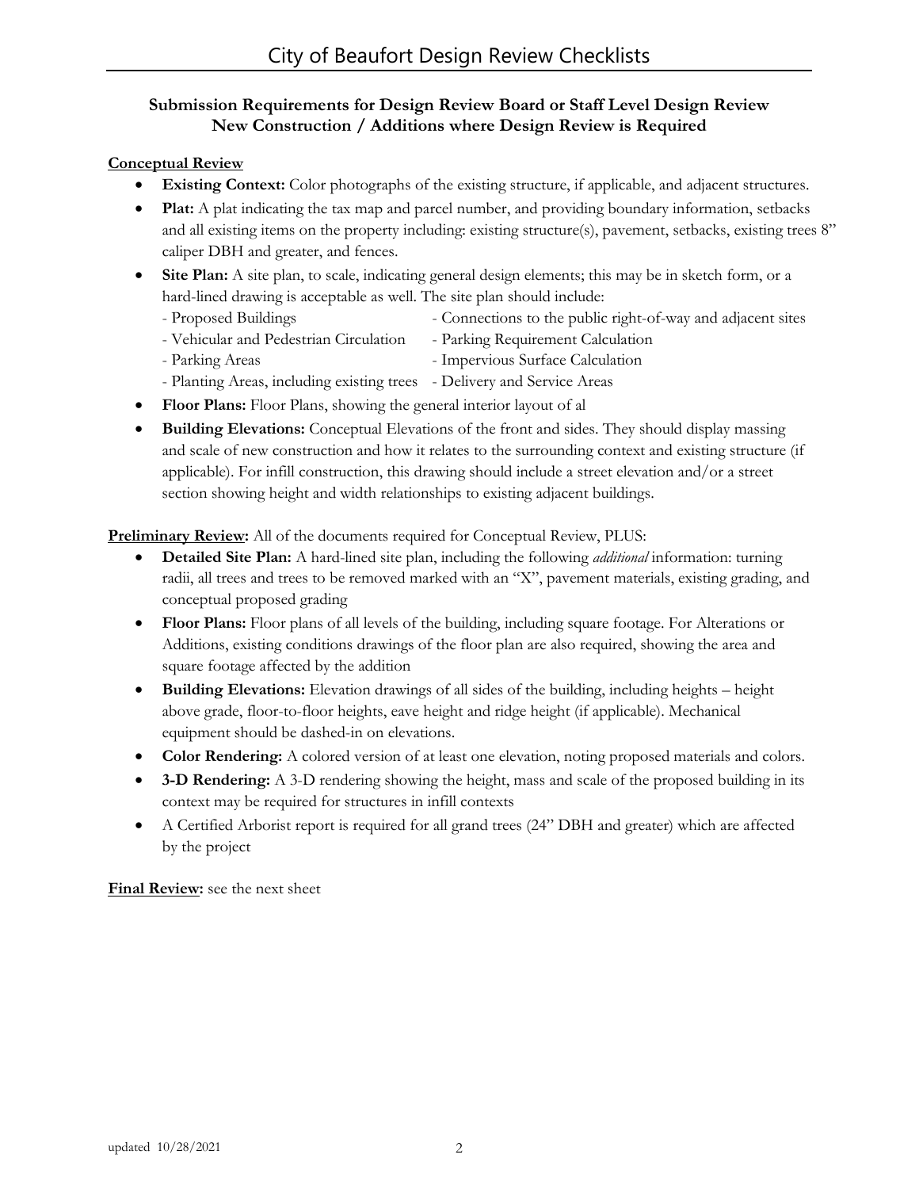# City of Beaufort Design Review Checklists

**Submission Requirements for Design Review Board or Staff Level Design Review**
**New Construction / Additions where Design Review is Required**

**Conceptual Review**

- **Existing Context:** Color photographs of the existing structure, if applicable, and adjacent structures.
- **Plat:** A plat indicating the tax map and parcel number, and providing boundary information, setbacks and all existing items on the property including: existing structure(s), pavement, setbacks, existing trees 8" caliper DBH and greater, and fences.
- **Site Plan:** A site plan, to scale, indicating general design elements; this may be in sketch form, or a hard-lined drawing is acceptable as well. The site plan should include:
  - Proposed Buildings
  - Vehicular and Pedestrian Circulation
  - Parking Areas
  - Planting Areas, including existing trees
  - Connections to the public right-of-way and adjacent sites
  - Parking Requirement Calculation
  - Impervious Surface Calculation
  - Delivery and Service Areas
- **Floor Plans:** Floor Plans, showing the general interior layout of al
- **Building Elevations:** Conceptual Elevations of the front and sides. They should display massing and scale of new construction and how it relates to the surrounding context and existing structure (if applicable). For infill construction, this drawing should include a street elevation and/or a street section showing height and width relationships to existing adjacent buildings.

**Preliminary Review:** All of the documents required for Conceptual Review, PLUS:

- **Detailed Site Plan:** A hard-lined site plan, including the following *additional* information: turning radii, all trees and trees to be removed marked with an "X", pavement materials, existing grading, and conceptual proposed grading
- **Floor Plans:** Floor plans of all levels of the building, including square footage. For Alterations or Additions, existing conditions drawings of the floor plan are also required, showing the area and square footage affected by the addition
- **Building Elevations:** Elevation drawings of all sides of the building, including heights – height above grade, floor-to-floor heights, eave height and ridge height (if applicable). Mechanical equipment should be dashed-in on elevations.
- **Color Rendering:** A colored version of at least one elevation, noting proposed materials and colors.
- **3-D Rendering:** A 3-D rendering showing the height, mass and scale of the proposed building in its context may be required for structures in infill contexts
- A Certified Arborist report is required for all grand trees (24" DBH and greater) which are affected by the project

**Final Review:** see the next sheet

updated 10/28/2021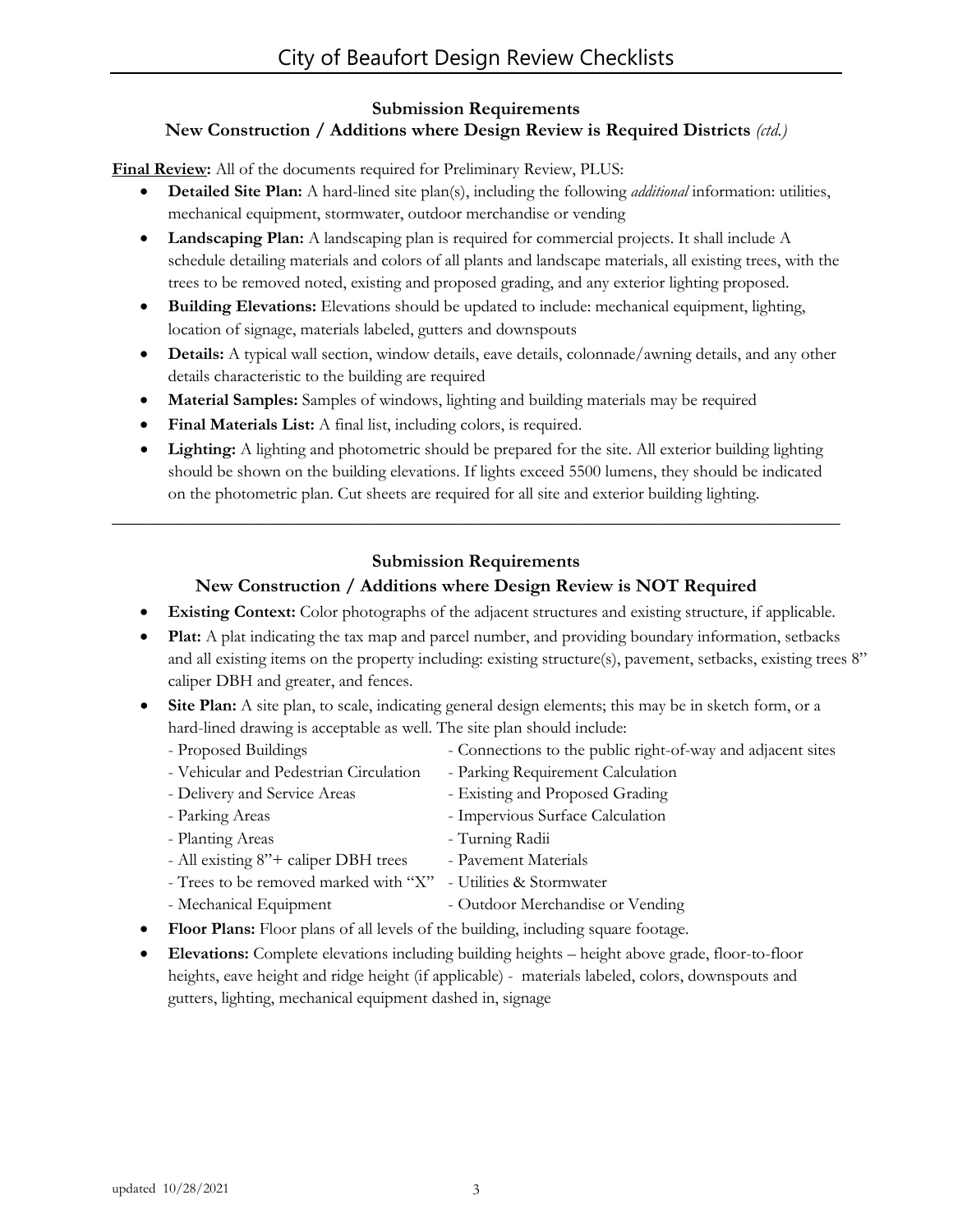### Submission Requirements
### New Construction / Additions where Design Review is Required Districts *(ctd.)*

**Final Review:** All of the documents required for Preliminary Review, PLUS:

- **Detailed Site Plan:** A hard-lined site plan(s), including the following *additional* information: utilities, mechanical equipment, stormwater, outdoor merchandise or vending
- **Landscaping Plan:** A landscaping plan is required for commercial projects. It shall include A schedule detailing materials and colors of all plants and landscape materials, all existing trees, with the trees to be removed noted, existing and proposed grading, and any exterior lighting proposed.
- **Building Elevations:** Elevations should be updated to include: mechanical equipment, lighting, location of signage, materials labeled, gutters and downspouts
- **Details:** A typical wall section, window details, eave details, colonnade/awning details, and any other details characteristic to the building are required
- **Material Samples:** Samples of windows, lighting and building materials may be required
- **Final Materials List:** A final list, including colors, is required.
- **Lighting:** A lighting and photometric should be prepared for the site. All exterior building lighting should be shown on the building elevations. If lights exceed 5500 lumens, they should be indicated on the photometric plan. Cut sheets are required for all site and exterior building lighting.

---

### Submission Requirements
### New Construction / Additions where Design Review is NOT Required

- **Existing Context:** Color photographs of the adjacent structures and existing structure, if applicable.
- **Plat:** A plat indicating the tax map and parcel number, and providing boundary information, setbacks and all existing items on the property including: existing structure(s), pavement, setbacks, existing trees 8" caliper DBH and greater, and fences.
- **Site Plan:** A site plan, to scale, indicating general design elements; this may be in sketch form, or a hard-lined drawing is acceptable as well. The site plan should include:
  - Proposed Buildings
  - Vehicular and Pedestrian Circulation
  - Delivery and Service Areas
  - Parking Areas
  - Planting Areas
  - All existing 8"+ caliper DBH trees
  - Trees to be removed marked with "X"
  - Mechanical Equipment
  - Connections to the public right-of-way and adjacent sites
  - Parking Requirement Calculation
  - Existing and Proposed Grading
  - Impervious Surface Calculation
  - Turning Radii
  - Pavement Materials
  - Utilities & Stormwater
  - Outdoor Merchandise or Vending
- **Floor Plans:** Floor plans of all levels of the building, including square footage.
- **Elevations:** Complete elevations including building heights – height above grade, floor-to-floor heights, eave height and ridge height (if applicable) - materials labeled, colors, downspouts and gutters, lighting, mechanical equipment dashed in, signage

updated 10/28/2021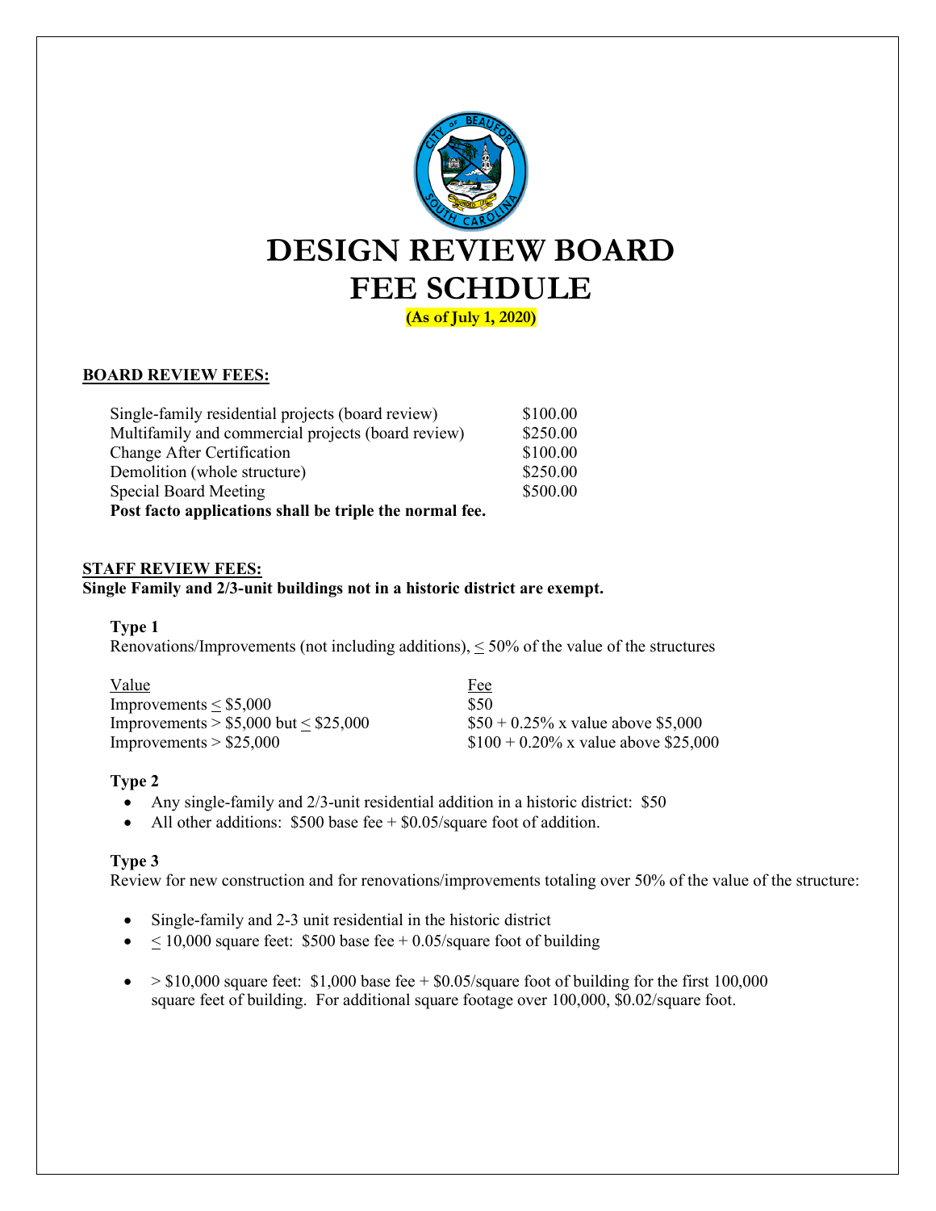# DESIGN REVIEW BOARD
# FEE SCHDULE

**(As of July 1, 2020)**

**BOARD REVIEW FEES:**

| | |
|---|---|
| Single-family residential projects (board review) | \$100.00 |
| Multifamily and commercial projects (board review) | \$250.00 |
| Change After Certification | \$100.00 |
| Demolition (whole structure) | \$250.00 |
| Special Board Meeting | \$500.00 |

**Post facto applications shall be triple the normal fee.**

**STAFF REVIEW FEES:**
**Single Family and 2/3-unit buildings not in a historic district are exempt.**

**Type 1**
Renovations/Improvements (not including additions), ≤ 50% of the value of the structures

| Value | Fee |
|---|---|
| Improvements ≤ \$5,000 | \$50 |
| Improvements > \$5,000 but ≤ \$25,000 | \$50 + 0.25% x value above \$5,000 |
| Improvements > \$25,000 | \$100 + 0.20% x value above \$25,000 |

**Type 2**

- Any single-family and 2/3-unit residential addition in a historic district: \$50
- All other additions: \$500 base fee + \$0.05/square foot of addition.

**Type 3**
Review for new construction and for renovations/improvements totaling over 50% of the value of the structure:

- Single-family and 2-3 unit residential in the historic district
- ≤ 10,000 square feet: \$500 base fee + 0.05/square foot of building
- > \$10,000 square feet: \$1,000 base fee + \$0.05/square foot of building for the first 100,000 square feet of building. For additional square footage over 100,000, \$0.02/square foot.